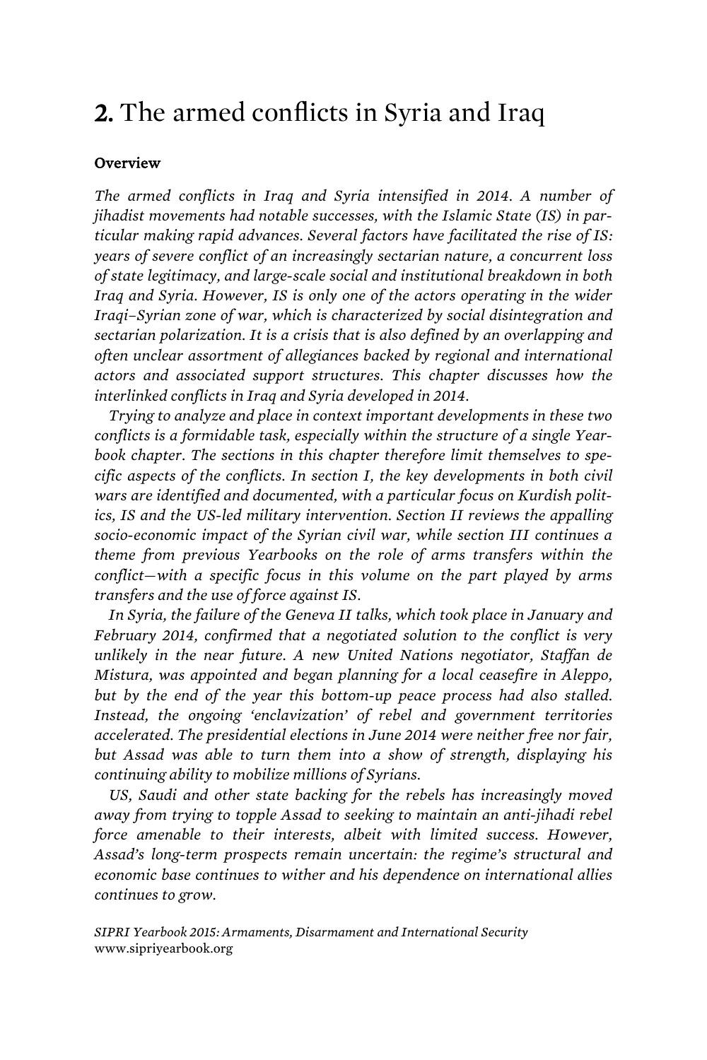# **2.** The armed conflicts in Syria and Iraq

### Overview

*The armed conflicts in Iraq and Syria intensified in 2014. A number of jihadist movements had notable successes, with the Islamic State (IS) in particular making rapid advances. Several factors have facilitated the rise of IS: years of severe conflict of an increasingly sectarian nature, a concurrent loss of state legitimacy, and large-scale social and institutional breakdown in both Iraq and Syria. However, IS is only one of the actors operating in the wider Iraqi–Syrian zone of war, which is characterized by social disintegration and sectarian polarization. It is a crisis that is also defined by an overlapping and often unclear assortment of allegiances backed by regional and international actors and associated support structures. This chapter discusses how the interlinked conflicts in Iraq and Syria developed in 2014.*

*Trying to analyze and place in context important developments in these two conflicts is a formidable task, especially within the structure of a single Yearbook chapter. The sections in this chapter therefore limit themselves to specific aspects of the conflicts. In section I, the key developments in both civil wars are identified and documented, with a particular focus on Kurdish politics, IS and the US-led military intervention. Section II reviews the appalling socio-economic impact of the Syrian civil war, while section III continues a theme from previous Yearbooks on the role of arms transfers within the conflict—with a specific focus in this volume on the part played by arms transfers and the use of force against IS.*

*In Syria, the failure of the Geneva II talks, which took place in January and February 2014, confirmed that a negotiated solution to the conflict is very unlikely in the near future. A new United Nations negotiator, Staffan de Mistura, was appointed and began planning for a local ceasefire in Aleppo, but by the end of the year this bottom-up peace process had also stalled. Instead, the ongoing 'enclavization' of rebel and government territories accelerated. The presidential elections in June 2014 were neither free nor fair, but Assad was able to turn them into a show of strength, displaying his continuing ability to mobilize millions of Syrians.*

*US, Saudi and other state backing for the rebels has increasingly moved away from trying to topple Assad to seeking to maintain an anti-jihadi rebel force amenable to their interests, albeit with limited success. However, Assad's long-term prospects remain uncertain: the regime's structural and economic base continues to wither and his dependence on international allies continues to grow.*

*SIPRI Yearbook 2015: Armaments, Disarmament and International Security*
www.sipriyearbook.org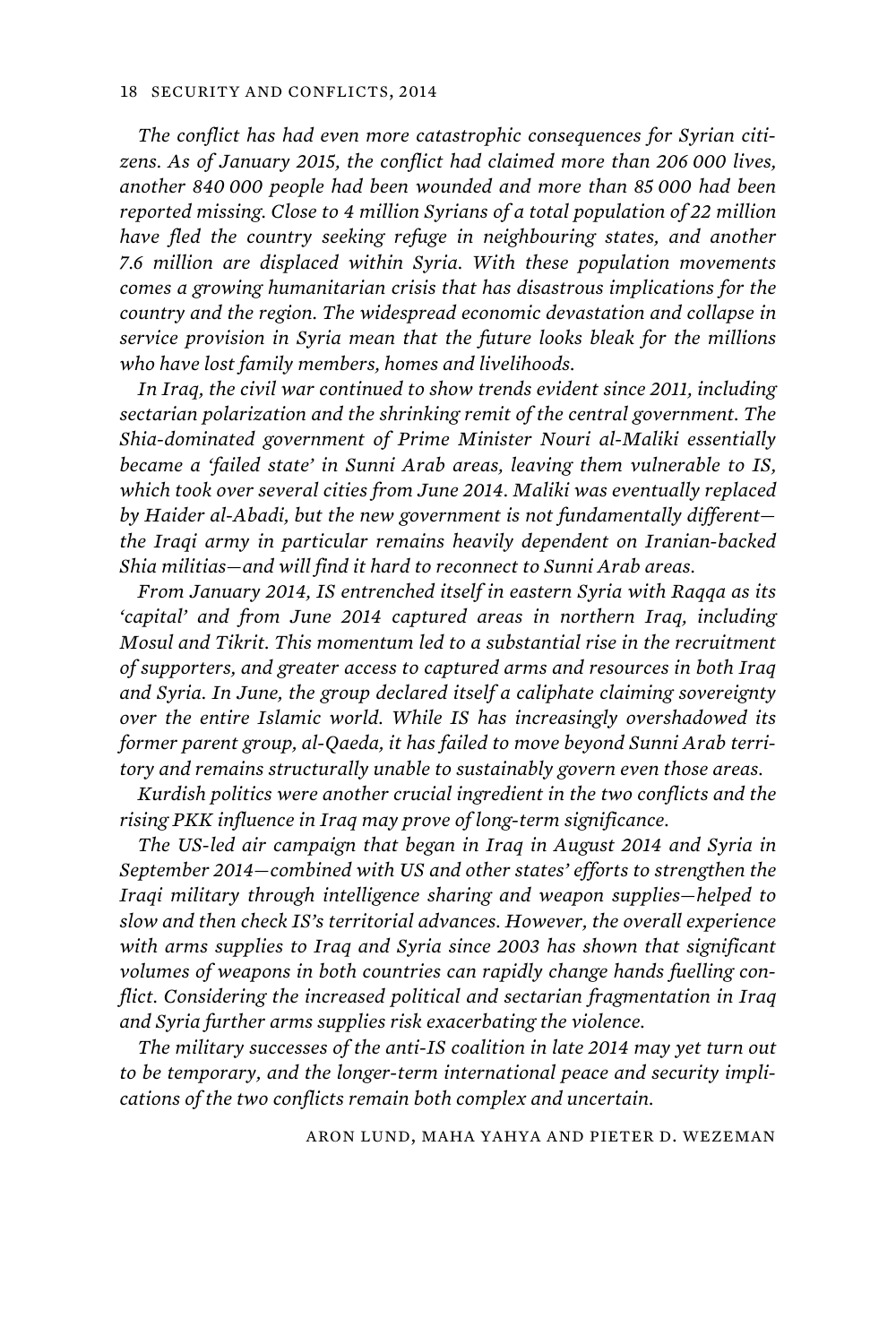*The conflict has had even more catastrophic consequences for Syrian citizens. As of January 2015, the conflict had claimed more than 206 000 lives, another 840 000 people had been wounded and more than 85 000 had been reported missing. Close to 4 million Syrians of a total population of 22 million have fled the country seeking refuge in neighbouring states, and another 7.6 million are displaced within Syria. With these population movements comes a growing humanitarian crisis that has disastrous implications for the country and the region. The widespread economic devastation and collapse in service provision in Syria mean that the future looks bleak for the millions who have lost family members, homes and livelihoods.*

*In Iraq, the civil war continued to show trends evident since 2011, including sectarian polarization and the shrinking remit of the central government. The Shia-dominated government of Prime Minister Nouri al-Maliki essentially became a 'failed state' in Sunni Arab areas, leaving them vulnerable to IS, which took over several cities from June 2014. Maliki was eventually replaced by Haider al-Abadi, but the new government is not fundamentally different—the Iraqi army in particular remains heavily dependent on Iranian-backed Shia militias—and will find it hard to reconnect to Sunni Arab areas.*

*From January 2014, IS entrenched itself in eastern Syria with Raqqa as its 'capital' and from June 2014 captured areas in northern Iraq, including Mosul and Tikrit. This momentum led to a substantial rise in the recruitment of supporters, and greater access to captured arms and resources in both Iraq and Syria. In June, the group declared itself a caliphate claiming sovereignty over the entire Islamic world. While IS has increasingly overshadowed its former parent group, al-Qaeda, it has failed to move beyond Sunni Arab territory and remains structurally unable to sustainably govern even those areas.*

*Kurdish politics were another crucial ingredient in the two conflicts and the rising PKK influence in Iraq may prove of long-term significance.*

*The US-led air campaign that began in Iraq in August 2014 and Syria in September 2014—combined with US and other states' efforts to strengthen the Iraqi military through intelligence sharing and weapon supplies—helped to slow and then check IS's territorial advances. However, the overall experience with arms supplies to Iraq and Syria since 2003 has shown that significant volumes of weapons in both countries can rapidly change hands fuelling conflict. Considering the increased political and sectarian fragmentation in Iraq and Syria further arms supplies risk exacerbating the violence.*

*The military successes of the anti-IS coalition in late 2014 may yet turn out to be temporary, and the longer-term international peace and security implications of the two conflicts remain both complex and uncertain.*

ARON LUND, MAHA YAHYA AND PIETER D. WEZEMAN